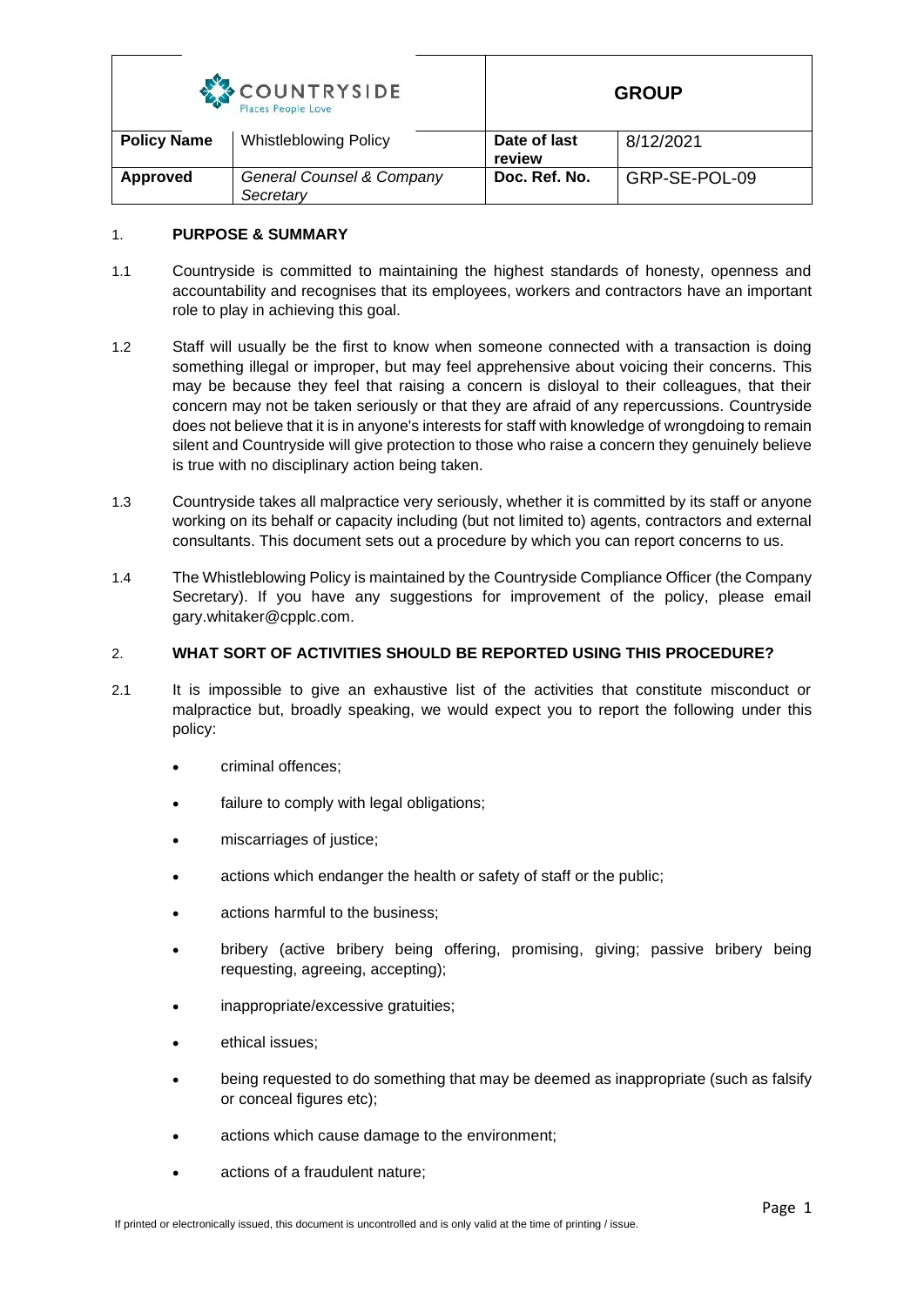| COUNTRYSIDE Places People Love | | GROUP | |
|---|---|---|---|
| **Policy Name** | Whistleblowing Policy | **Date of last review** | 8/12/2021 |
| **Approved** | *General Counsel & Company Secretary* | **Doc. Ref. No.** | GRP-SE-POL-09 |

## 1. PURPOSE & SUMMARY

1.1 Countryside is committed to maintaining the highest standards of honesty, openness and accountability and recognises that its employees, workers and contractors have an important role to play in achieving this goal.

1.2 Staff will usually be the first to know when someone connected with a transaction is doing something illegal or improper, but may feel apprehensive about voicing their concerns. This may be because they feel that raising a concern is disloyal to their colleagues, that their concern may not be taken seriously or that they are afraid of any repercussions. Countryside does not believe that it is in anyone's interests for staff with knowledge of wrongdoing to remain silent and Countryside will give protection to those who raise a concern they genuinely believe is true with no disciplinary action being taken.

1.3 Countryside takes all malpractice very seriously, whether it is committed by its staff or anyone working on its behalf or capacity including (but not limited to) agents, contractors and external consultants. This document sets out a procedure by which you can report concerns to us.

1.4 The Whistleblowing Policy is maintained by the Countryside Compliance Officer (the Company Secretary). If you have any suggestions for improvement of the policy, please email gary.whitaker@cpplc.com.

## 2. WHAT SORT OF ACTIVITIES SHOULD BE REPORTED USING THIS PROCEDURE?

2.1 It is impossible to give an exhaustive list of the activities that constitute misconduct or malpractice but, broadly speaking, we would expect you to report the following under this policy:

- criminal offences;
- failure to comply with legal obligations;
- miscarriages of justice;
- actions which endanger the health or safety of staff or the public;
- actions harmful to the business;
- bribery (active bribery being offering, promising, giving; passive bribery being requesting, agreeing, accepting);
- inappropriate/excessive gratuities;
- ethical issues;
- being requested to do something that may be deemed as inappropriate (such as falsify or conceal figures etc);
- actions which cause damage to the environment;
- actions of a fraudulent nature;

If printed or electronically issued, this document is uncontrolled and is only valid at the time of printing / issue.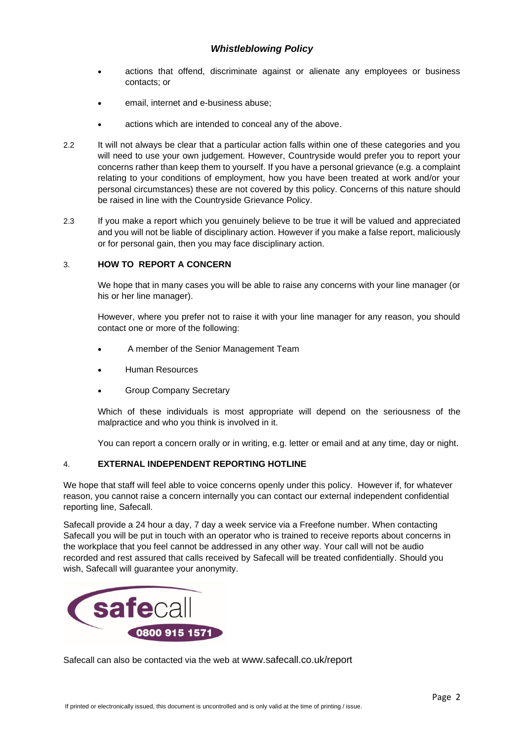- actions that offend, discriminate against or alienate any employees or business contacts; or
- email, internet and e-business abuse;
- actions which are intended to conceal any of the above.

2.2 It will not always be clear that a particular action falls within one of these categories and you will need to use your own judgement. However, Countryside would prefer you to report your concerns rather than keep them to yourself. If you have a personal grievance (e.g. a complaint relating to your conditions of employment, how you have been treated at work and/or your personal circumstances) these are not covered by this policy. Concerns of this nature should be raised in line with the Countryside Grievance Policy.

2.3 If you make a report which you genuinely believe to be true it will be valued and appreciated and you will not be liable of disciplinary action. However if you make a false report, maliciously or for personal gain, then you may face disciplinary action.

## 3. HOW TO REPORT A CONCERN

We hope that in many cases you will be able to raise any concerns with your line manager (or his or her line manager).

However, where you prefer not to raise it with your line manager for any reason, you should contact one or more of the following:

- A member of the Senior Management Team
- Human Resources
- Group Company Secretary

Which of these individuals is most appropriate will depend on the seriousness of the malpractice and who you think is involved in it.

You can report a concern orally or in writing, e.g. letter or email and at any time, day or night.

## 4. EXTERNAL INDEPENDENT REPORTING HOTLINE

We hope that staff will feel able to voice concerns openly under this policy. However if, for whatever reason, you cannot raise a concern internally you can contact our external independent confidential reporting line, Safecall.

Safecall provide a 24 hour a day, 7 day a week service via a Freefone number. When contacting Safecall you will be put in touch with an operator who is trained to receive reports about concerns in the workplace that you feel cannot be addressed in any other way. Your call will not be audio recorded and rest assured that calls received by Safecall will be treated confidentially. Should you wish, Safecall will guarantee your anonymity.

safecall
0800 915 1571

Safecall can also be contacted via the web at www.safecall.co.uk/report

If printed or electronically issued, this document is uncontrolled and is only valid at the time of printing / issue.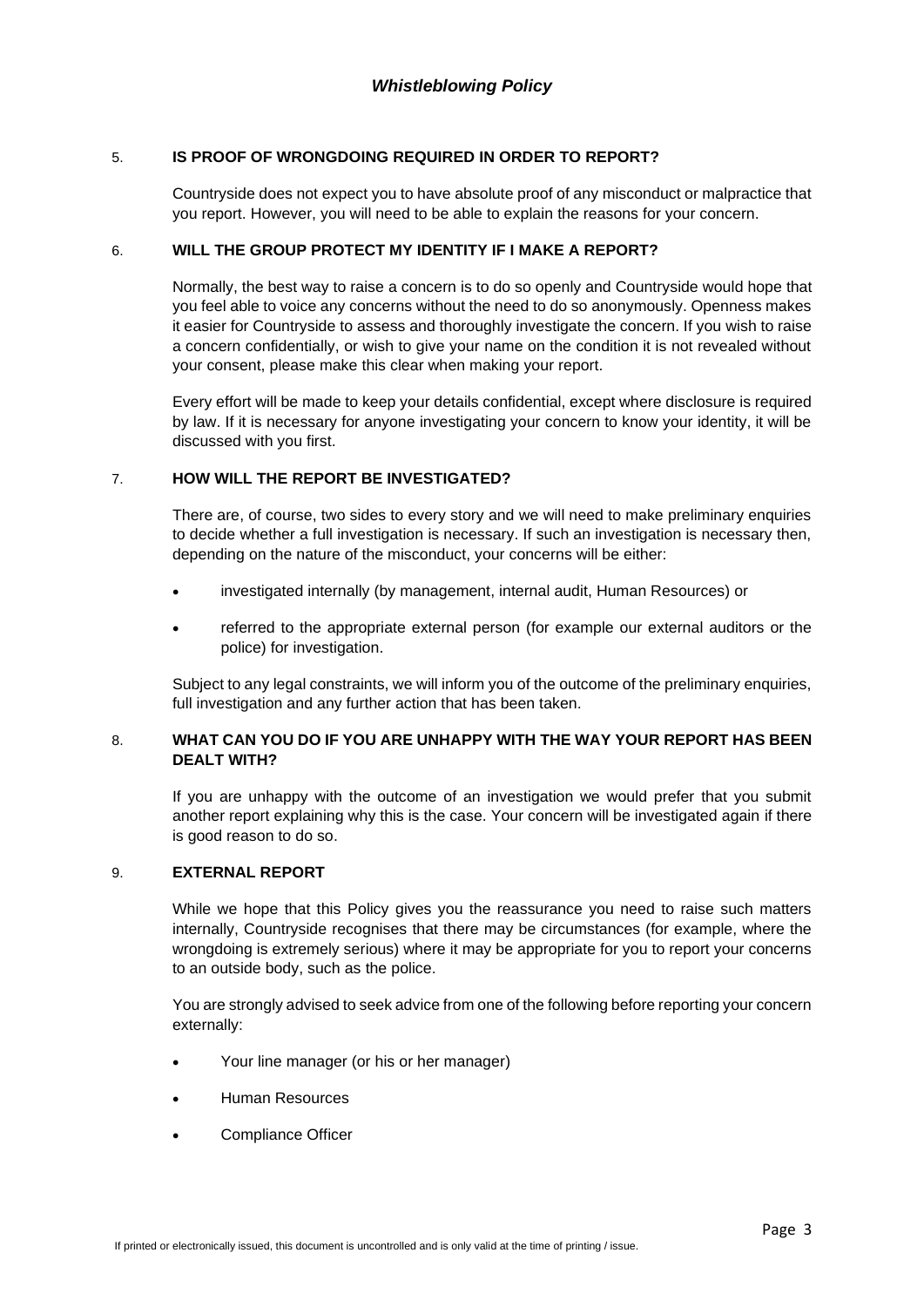## 5. IS PROOF OF WRONGDOING REQUIRED IN ORDER TO REPORT?

Countryside does not expect you to have absolute proof of any misconduct or malpractice that you report. However, you will need to be able to explain the reasons for your concern.

## 6. WILL THE GROUP PROTECT MY IDENTITY IF I MAKE A REPORT?

Normally, the best way to raise a concern is to do so openly and Countryside would hope that you feel able to voice any concerns without the need to do so anonymously. Openness makes it easier for Countryside to assess and thoroughly investigate the concern. If you wish to raise a concern confidentially, or wish to give your name on the condition it is not revealed without your consent, please make this clear when making your report.

Every effort will be made to keep your details confidential, except where disclosure is required by law. If it is necessary for anyone investigating your concern to know your identity, it will be discussed with you first.

## 7. HOW WILL THE REPORT BE INVESTIGATED?

There are, of course, two sides to every story and we will need to make preliminary enquiries to decide whether a full investigation is necessary. If such an investigation is necessary then, depending on the nature of the misconduct, your concerns will be either:

- investigated internally (by management, internal audit, Human Resources) or
- referred to the appropriate external person (for example our external auditors or the police) for investigation.

Subject to any legal constraints, we will inform you of the outcome of the preliminary enquiries, full investigation and any further action that has been taken.

## 8. WHAT CAN YOU DO IF YOU ARE UNHAPPY WITH THE WAY YOUR REPORT HAS BEEN DEALT WITH?

If you are unhappy with the outcome of an investigation we would prefer that you submit another report explaining why this is the case. Your concern will be investigated again if there is good reason to do so.

## 9. EXTERNAL REPORT

While we hope that this Policy gives you the reassurance you need to raise such matters internally, Countryside recognises that there may be circumstances (for example, where the wrongdoing is extremely serious) where it may be appropriate for you to report your concerns to an outside body, such as the police.

You are strongly advised to seek advice from one of the following before reporting your concern externally:

- Your line manager (or his or her manager)
- Human Resources
- Compliance Officer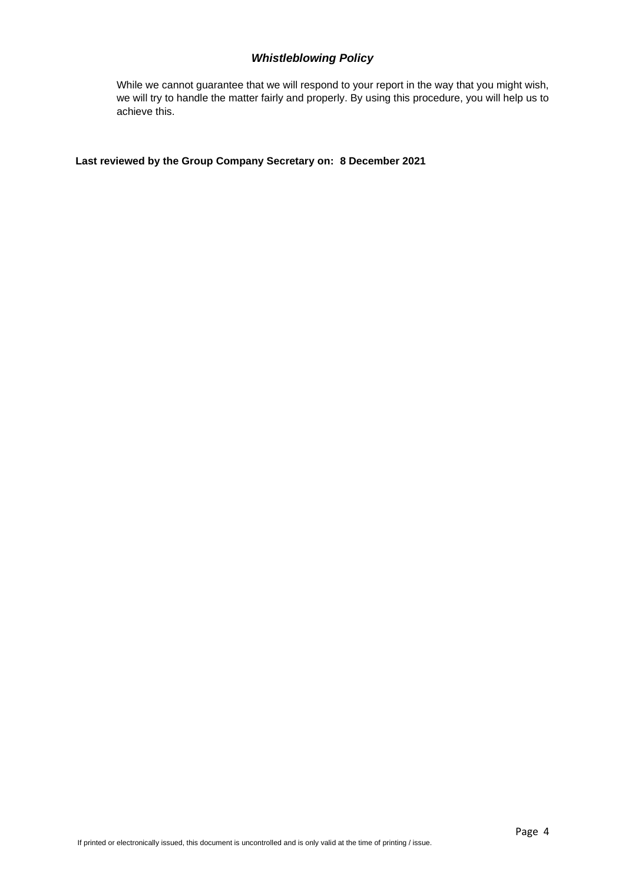While we cannot guarantee that we will respond to your report in the way that you might wish, we will try to handle the matter fairly and properly. By using this procedure, you will help us to achieve this.

**Last reviewed by the Group Company Secretary on: 8 December 2021**